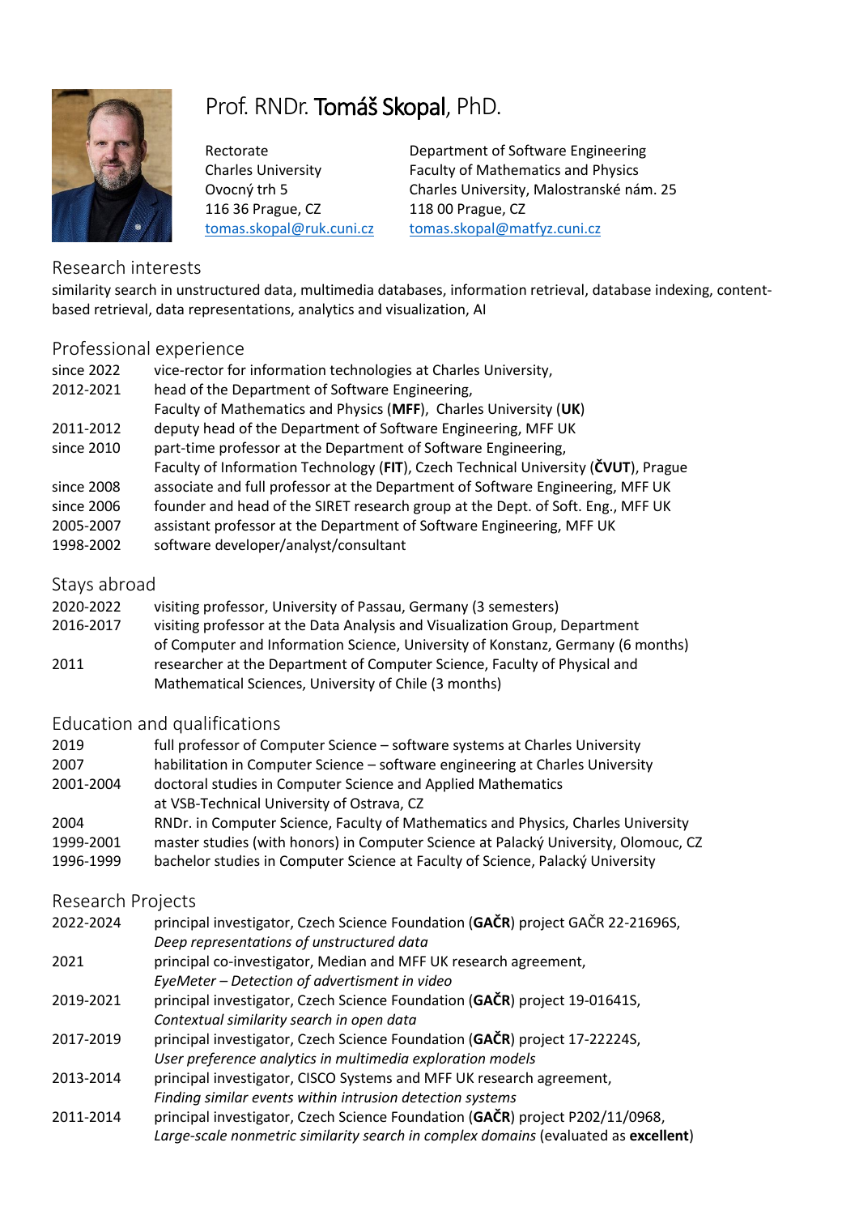# Prof. RNDr. Tomáš Skopal, PhD.

Rectorate
Charles University
Ovocný trh 5
116 36 Prague, CZ
tomas.skopal@ruk.cuni.cz

Department of Software Engineering
Faculty of Mathematics and Physics
Charles University, Malostranské nám. 25
118 00 Prague, CZ
tomas.skopal@matfyz.cuni.cz

## Research interests

similarity search in unstructured data, multimedia databases, information retrieval, database indexing, content-based retrieval, data representations, analytics and visualization, AI

## Professional experience

| | |
|---|---|
| since 2022 | vice-rector for information technologies at Charles University, |
| 2012-2021 | head of the Department of Software Engineering, Faculty of Mathematics and Physics (**MFF**), Charles University (**UK**) |
| 2011-2012 | deputy head of the Department of Software Engineering, MFF UK |
| since 2010 | part-time professor at the Department of Software Engineering, Faculty of Information Technology (**FIT**), Czech Technical University (**ČVUT**), Prague |
| since 2008 | associate and full professor at the Department of Software Engineering, MFF UK |
| since 2006 | founder and head of the SIRET research group at the Dept. of Soft. Eng., MFF UK |
| 2005-2007 | assistant professor at the Department of Software Engineering, MFF UK |
| 1998-2002 | software developer/analyst/consultant |

## Stays abroad

| | |
|---|---|
| 2020-2022 | visiting professor, University of Passau, Germany (3 semesters) |
| 2016-2017 | visiting professor at the Data Analysis and Visualization Group, Department of Computer and Information Science, University of Konstanz, Germany (6 months) |
| 2011 | researcher at the Department of Computer Science, Faculty of Physical and Mathematical Sciences, University of Chile (3 months) |

## Education and qualifications

| | |
|---|---|
| 2019 | full professor of Computer Science – software systems at Charles University |
| 2007 | habilitation in Computer Science – software engineering at Charles University |
| 2001-2004 | doctoral studies in Computer Science and Applied Mathematics at VSB-Technical University of Ostrava, CZ |
| 2004 | RNDr. in Computer Science, Faculty of Mathematics and Physics, Charles University |
| 1999-2001 | master studies (with honors) in Computer Science at Palacký University, Olomouc, CZ |
| 1996-1999 | bachelor studies in Computer Science at Faculty of Science, Palacký University |

## Research Projects

| | |
|---|---|
| 2022-2024 | principal investigator, Czech Science Foundation (**GAČR**) project GAČR 22-21696S, *Deep representations of unstructured data* |
| 2021 | principal co-investigator, Median and MFF UK research agreement, *EyeMeter – Detection of advertisment in video* |
| 2019-2021 | principal investigator, Czech Science Foundation (**GAČR**) project 19-01641S, *Contextual similarity search in open data* |
| 2017-2019 | principal investigator, Czech Science Foundation (**GAČR**) project 17-22224S, *User preference analytics in multimedia exploration models* |
| 2013-2014 | principal investigator, CISCO Systems and MFF UK research agreement, *Finding similar events within intrusion detection systems* |
| 2011-2014 | principal investigator, Czech Science Foundation (**GAČR**) project P202/11/0968, *Large-scale nonmetric similarity search in complex domains* (evaluated as **excellent**) |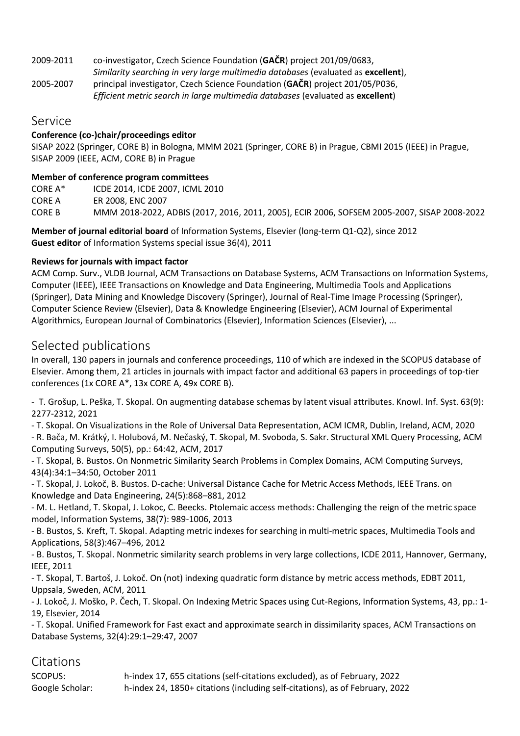| | |
|---|---|
| 2009-2011 | co-investigator, Czech Science Foundation (**GAČR**) project 201/09/0683, *Similarity searching in very large multimedia databases* (evaluated as **excellent**), |
| 2005-2007 | principal investigator, Czech Science Foundation (**GAČR**) project 201/05/P036, *Efficient metric search in large multimedia databases* (evaluated as **excellent**) |

## Service

**Conference (co-)chair/proceedings editor**

SISAP 2022 (Springer, CORE B) in Bologna, MMM 2021 (Springer, CORE B) in Prague, CBMI 2015 (IEEE) in Prague, SISAP 2009 (IEEE, ACM, CORE B) in Prague

**Member of conference program committees**

| | |
|---|---|
| CORE A* | ICDE 2014, ICDE 2007, ICML 2010 |
| CORE A | ER 2008, ENC 2007 |
| CORE B | MMM 2018-2022, ADBIS (2017, 2016, 2011, 2005), ECIR 2006, SOFSEM 2005-2007, SISAP 2008-2022 |

**Member of journal editorial board** of Information Systems, Elsevier (long-term Q1-Q2), since 2012
**Guest editor** of Information Systems special issue 36(4), 2011

**Reviews for journals with impact factor**

ACM Comp. Surv., VLDB Journal, ACM Transactions on Database Systems, ACM Transactions on Information Systems, Computer (IEEE), IEEE Transactions on Knowledge and Data Engineering, Multimedia Tools and Applications (Springer), Data Mining and Knowledge Discovery (Springer), Journal of Real-Time Image Processing (Springer), Computer Science Review (Elsevier), Data & Knowledge Engineering (Elsevier), ACM Journal of Experimental Algorithmics, European Journal of Combinatorics (Elsevier), Information Sciences (Elsevier), ...

## Selected publications

In overall, 130 papers in journals and conference proceedings, 110 of which are indexed in the SCOPUS database of Elsevier. Among them, 21 articles in journals with impact factor and additional 63 papers in proceedings of top-tier conferences (1x CORE A*, 13x CORE A, 49x CORE B).

- T. Grošup, L. Peška, T. Skopal. On augmenting database schemas by latent visual attributes. Knowl. Inf. Syst. 63(9): 2277-2312, 2021
- T. Skopal. On Visualizations in the Role of Universal Data Representation, ACM ICMR, Dublin, Ireland, ACM, 2020
- R. Bača, M. Krátký, I. Holubová, M. Nečaský, T. Skopal, M. Svoboda, S. Sakr. Structural XML Query Processing, ACM Computing Surveys, 50(5), pp.: 64:42, ACM, 2017
- T. Skopal, B. Bustos. On Nonmetric Similarity Search Problems in Complex Domains, ACM Computing Surveys, 43(4):34:1–34:50, October 2011
- T. Skopal, J. Lokoč, B. Bustos. D-cache: Universal Distance Cache for Metric Access Methods, IEEE Trans. on Knowledge and Data Engineering, 24(5):868–881, 2012
- M. L. Hetland, T. Skopal, J. Lokoc, C. Beecks. Ptolemaic access methods: Challenging the reign of the metric space model, Information Systems, 38(7): 989-1006, 2013
- B. Bustos, S. Kreft, T. Skopal. Adapting metric indexes for searching in multi-metric spaces, Multimedia Tools and Applications, 58(3):467–496, 2012
- B. Bustos, T. Skopal. Nonmetric similarity search problems in very large collections, ICDE 2011, Hannover, Germany, IEEE, 2011
- T. Skopal, T. Bartoš, J. Lokoč. On (not) indexing quadratic form distance by metric access methods, EDBT 2011, Uppsala, Sweden, ACM, 2011
- J. Lokoč, J. Moško, P. Čech, T. Skopal. On Indexing Metric Spaces using Cut-Regions, Information Systems, 43, pp.: 1-19, Elsevier, 2014
- T. Skopal. Unified Framework for Fast exact and approximate search in dissimilarity spaces, ACM Transactions on Database Systems, 32(4):29:1–29:47, 2007

## Citations

| | |
|---|---|
| SCOPUS: | h-index 17, 655 citations (self-citations excluded), as of February, 2022 |
| Google Scholar: | h-index 24, 1850+ citations (including self-citations), as of February, 2022 |